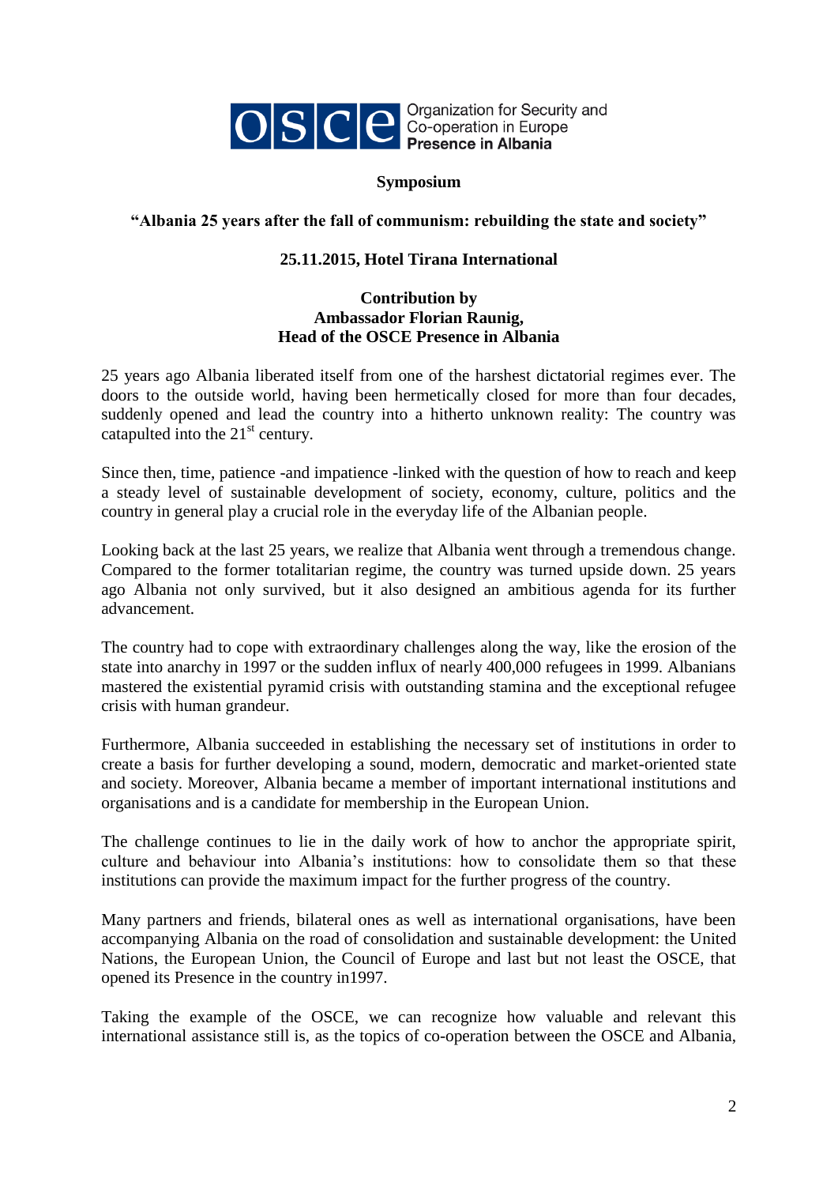Organization for Security and Co-operation in Europe
**Presence in Albania**

**Symposium**

**“Albania 25 years after the fall of communism: rebuilding the state and society”**

**25.11.2015, Hotel Tirana International**

**Contribution by**
**Ambassador Florian Raunig,**
**Head of the OSCE Presence in Albania**

25 years ago Albania liberated itself from one of the harshest dictatorial regimes ever. The doors to the outside world, having been hermetically closed for more than four decades, suddenly opened and lead the country into a hitherto unknown reality: The country was catapulted into the 21st century.

Since then, time, patience -and impatience -linked with the question of how to reach and keep a steady level of sustainable development of society, economy, culture, politics and the country in general play a crucial role in the everyday life of the Albanian people.

Looking back at the last 25 years, we realize that Albania went through a tremendous change. Compared to the former totalitarian regime, the country was turned upside down. 25 years ago Albania not only survived, but it also designed an ambitious agenda for its further advancement.

The country had to cope with extraordinary challenges along the way, like the erosion of the state into anarchy in 1997 or the sudden influx of nearly 400,000 refugees in 1999. Albanians mastered the existential pyramid crisis with outstanding stamina and the exceptional refugee crisis with human grandeur.

Furthermore, Albania succeeded in establishing the necessary set of institutions in order to create a basis for further developing a sound, modern, democratic and market-oriented state and society. Moreover, Albania became a member of important international institutions and organisations and is a candidate for membership in the European Union.

The challenge continues to lie in the daily work of how to anchor the appropriate spirit, culture and behaviour into Albania’s institutions: how to consolidate them so that these institutions can provide the maximum impact for the further progress of the country.

Many partners and friends, bilateral ones as well as international organisations, have been accompanying Albania on the road of consolidation and sustainable development: the United Nations, the European Union, the Council of Europe and last but not least the OSCE, that opened its Presence in the country in1997.

Taking the example of the OSCE, we can recognize how valuable and relevant this international assistance still is, as the topics of co-operation between the OSCE and Albania,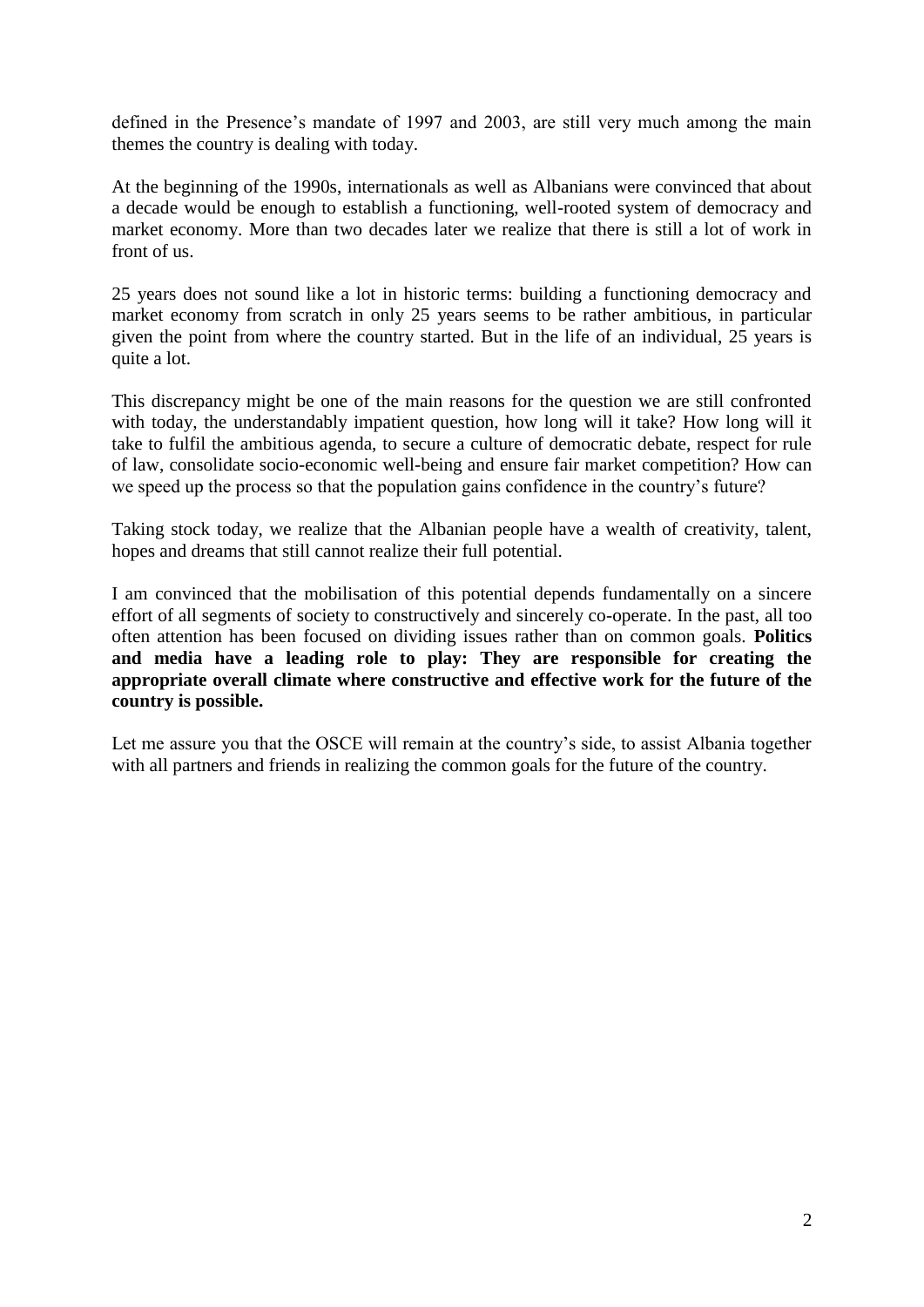defined in the Presence's mandate of 1997 and 2003, are still very much among the main themes the country is dealing with today.

At the beginning of the 1990s, internationals as well as Albanians were convinced that about a decade would be enough to establish a functioning, well-rooted system of democracy and market economy. More than two decades later we realize that there is still a lot of work in front of us.

25 years does not sound like a lot in historic terms: building a functioning democracy and market economy from scratch in only 25 years seems to be rather ambitious, in particular given the point from where the country started. But in the life of an individual, 25 years is quite a lot.

This discrepancy might be one of the main reasons for the question we are still confronted with today, the understandably impatient question, how long will it take? How long will it take to fulfil the ambitious agenda, to secure a culture of democratic debate, respect for rule of law, consolidate socio-economic well-being and ensure fair market competition? How can we speed up the process so that the population gains confidence in the country's future?

Taking stock today, we realize that the Albanian people have a wealth of creativity, talent, hopes and dreams that still cannot realize their full potential.

I am convinced that the mobilisation of this potential depends fundamentally on a sincere effort of all segments of society to constructively and sincerely co-operate. In the past, all too often attention has been focused on dividing issues rather than on common goals. **Politics and media have a leading role to play: They are responsible for creating the appropriate overall climate where constructive and effective work for the future of the country is possible.**

Let me assure you that the OSCE will remain at the country's side, to assist Albania together with all partners and friends in realizing the common goals for the future of the country.